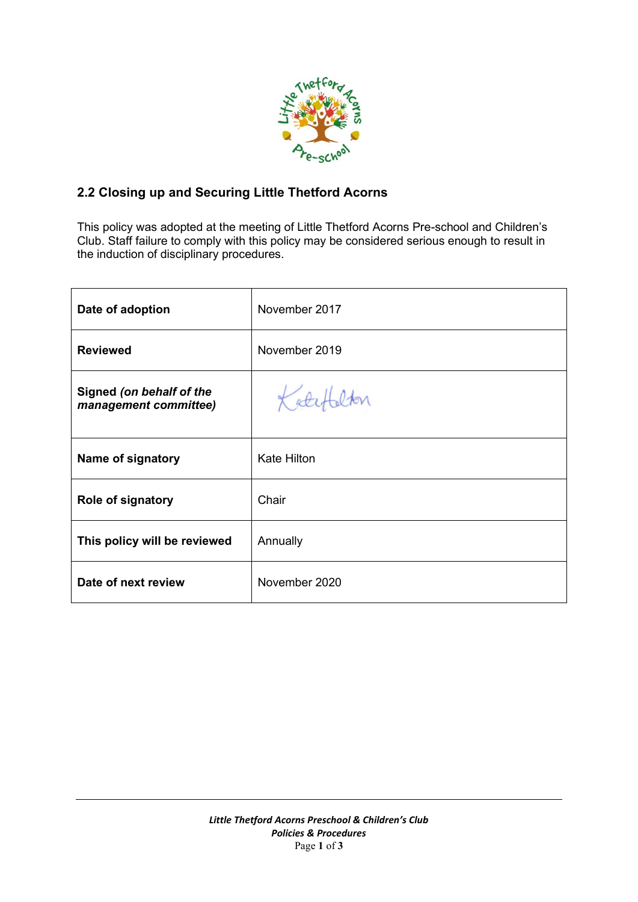## 2.2 Closing up and Securing Little Thetford Acorns

This policy was adopted at the meeting of Little Thetford Acorns Pre-school and Children's Club. Staff failure to comply with this policy may be considered serious enough to result in the induction of disciplinary procedures.

| | |
|---|---|
| **Date of adoption** | November 2017 |
| **Reviewed** | November 2019 |
| **Signed *(on behalf of the management committee)*** | Kate Hilton |
| **Name of signatory** | Kate Hilton |
| **Role of signatory** | Chair |
| **This policy will be reviewed** | Annually |
| **Date of next review** | November 2020 |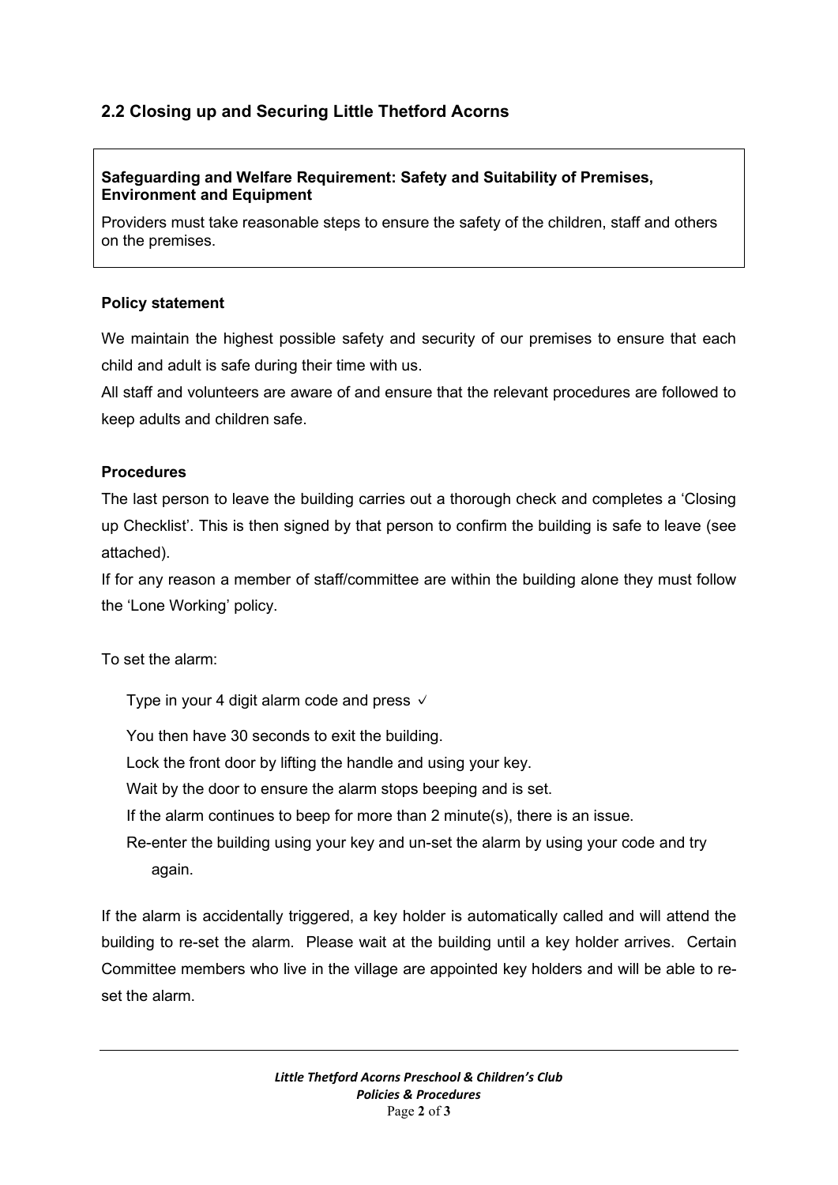## 2.2 Closing up and Securing Little Thetford Acorns

**Safeguarding and Welfare Requirement: Safety and Suitability of Premises, Environment and Equipment**

Providers must take reasonable steps to ensure the safety of the children, staff and others on the premises.

**Policy statement**

We maintain the highest possible safety and security of our premises to ensure that each child and adult is safe during their time with us.

All staff and volunteers are aware of and ensure that the relevant procedures are followed to keep adults and children safe.

**Procedures**

The last person to leave the building carries out a thorough check and completes a 'Closing up Checklist'. This is then signed by that person to confirm the building is safe to leave (see attached).

If for any reason a member of staff/committee are within the building alone they must follow the 'Lone Working' policy.

To set the alarm:

Type in your 4 digit alarm code and press ✓

You then have 30 seconds to exit the building.

Lock the front door by lifting the handle and using your key.

Wait by the door to ensure the alarm stops beeping and is set.

If the alarm continues to beep for more than 2 minute(s), there is an issue.

Re-enter the building using your key and un-set the alarm by using your code and try again.

If the alarm is accidentally triggered, a key holder is automatically called and will attend the building to re-set the alarm. Please wait at the building until a key holder arrives. Certain Committee members who live in the village are appointed key holders and will be able to re-set the alarm.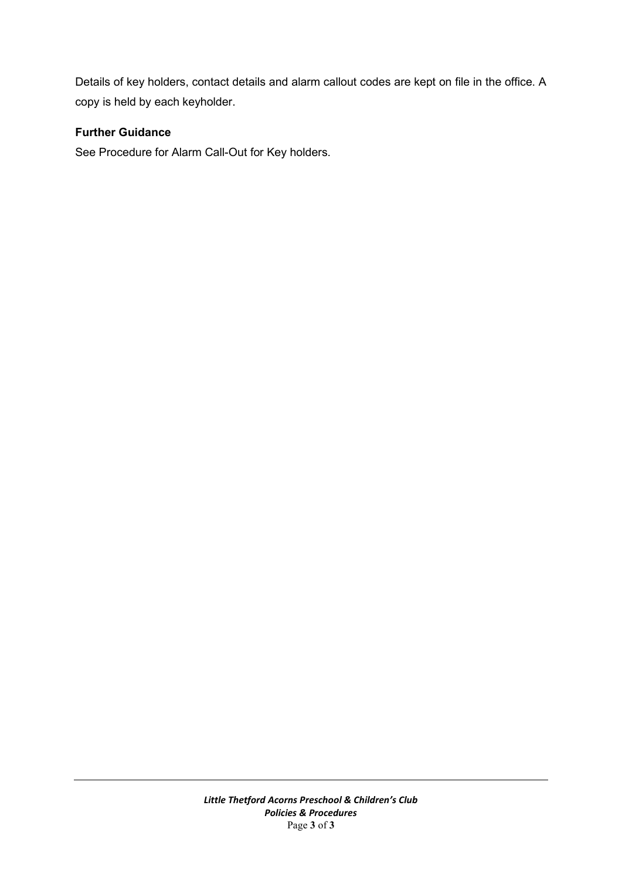Details of key holders, contact details and alarm callout codes are kept on file in the office. A copy is held by each keyholder.

**Further Guidance**

See Procedure for Alarm Call-Out for Key holders.